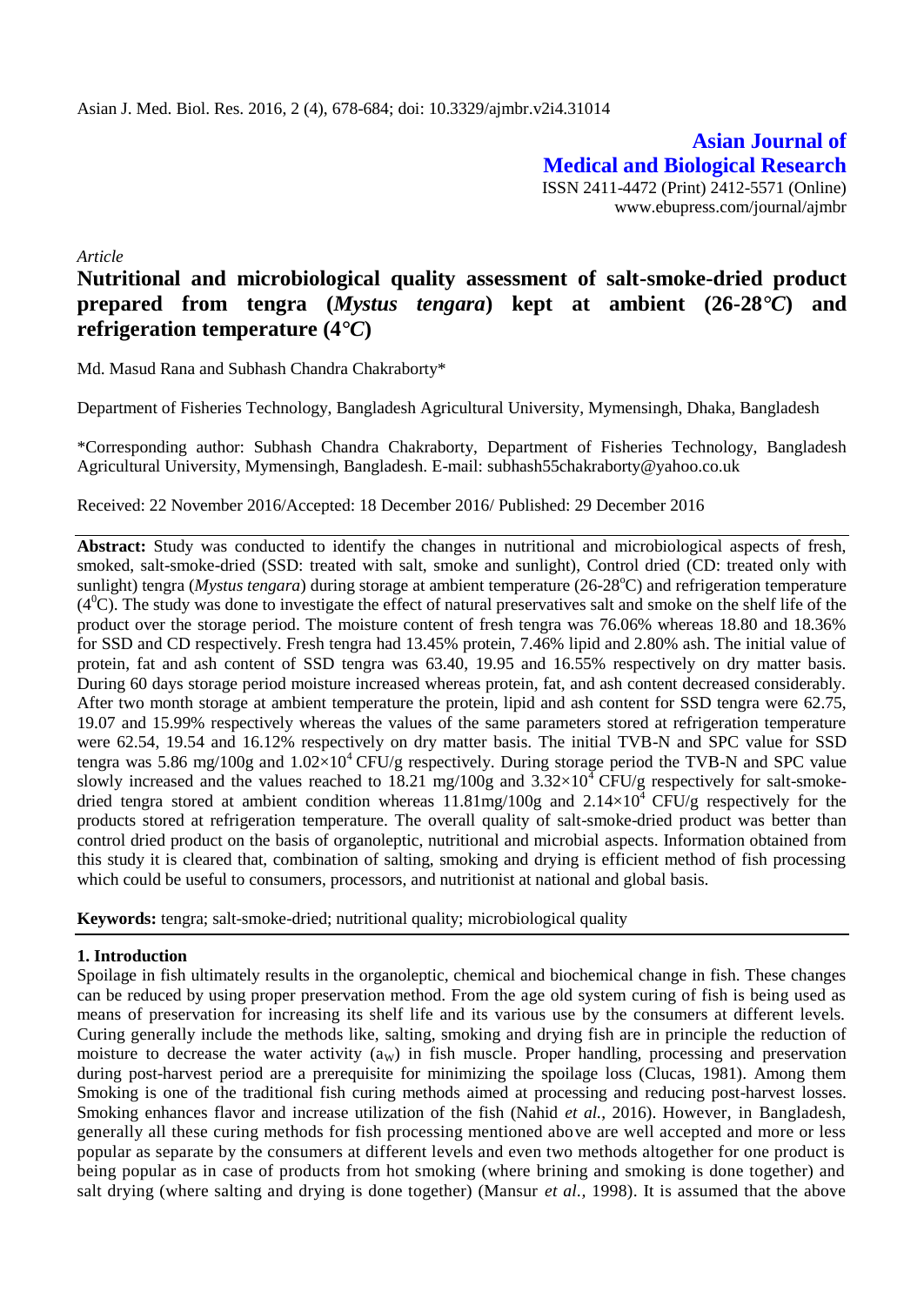Asian J. Med. Biol. Res. 2016, 2 (4), 678-684; doi: 10.3329/ajmbr.v2i4.31014

**Asian Journal of Medical and Biological Research**

ISSN 2411-4472 (Print) 2412-5571 (Online)
www.ebupress.com/journal/ajmbr

*Article*

# Nutritional and microbiological quality assessment of salt-smoke-dried product prepared from tengra (*Mystus tengara*) kept at ambient (26-28°*C*) and refrigeration temperature (4°*C*)

Md. Masud Rana and Subhash Chandra Chakraborty*

Department of Fisheries Technology, Bangladesh Agricultural University, Mymensingh, Dhaka, Bangladesh

*Corresponding author: Subhash Chandra Chakraborty, Department of Fisheries Technology, Bangladesh Agricultural University, Mymensingh, Bangladesh. E-mail: subhash55chakraborty@yahoo.co.uk

Received: 22 November 2016/Accepted: 18 December 2016/ Published: 29 December 2016

**Abstract:** Study was conducted to identify the changes in nutritional and microbiological aspects of fresh, smoked, salt-smoke-dried (SSD: treated with salt, smoke and sunlight), Control dried (CD: treated only with sunlight) tengra (*Mystus tengara*) during storage at ambient temperature (26-28°C) and refrigeration temperature ($4^0$C). The study was done to investigate the effect of natural preservatives salt and smoke on the shelf life of the product over the storage period. The moisture content of fresh tengra was 76.06% whereas 18.80 and 18.36% for SSD and CD respectively. Fresh tengra had 13.45% protein, 7.46% lipid and 2.80% ash. The initial value of protein, fat and ash content of SSD tengra was 63.40, 19.95 and 16.55% respectively on dry matter basis. During 60 days storage period moisture increased whereas protein, fat, and ash content decreased considerably. After two month storage at ambient temperature the protein, lipid and ash content for SSD tengra were 62.75, 19.07 and 15.99% respectively whereas the values of the same parameters stored at refrigeration temperature were 62.54, 19.54 and 16.12% respectively on dry matter basis. The initial TVB-N and SPC value for SSD tengra was 5.86 mg/100g and $1.02\times10^4$ CFU/g respectively. During storage period the TVB-N and SPC value slowly increased and the values reached to 18.21 mg/100g and $3.32\times10^4$ CFU/g respectively for salt-smoke-dried tengra stored at ambient condition whereas 11.81mg/100g and $2.14\times10^4$ CFU/g respectively for the products stored at refrigeration temperature. The overall quality of salt-smoke-dried product was better than control dried product on the basis of organoleptic, nutritional and microbial aspects. Information obtained from this study it is cleared that, combination of salting, smoking and drying is efficient method of fish processing which could be useful to consumers, processors, and nutritionist at national and global basis.

**Keywords:** tengra; salt-smoke-dried; nutritional quality; microbiological quality

## 1. Introduction

Spoilage in fish ultimately results in the organoleptic, chemical and biochemical change in fish. These changes can be reduced by using proper preservation method. From the age old system curing of fish is being used as means of preservation for increasing its shelf life and its various use by the consumers at different levels. Curing generally include the methods like, salting, smoking and drying fish are in principle the reduction of moisture to decrease the water activity ($a_W$) in fish muscle. Proper handling, processing and preservation during post-harvest period are a prerequisite for minimizing the spoilage loss (Clucas, 1981). Among them Smoking is one of the traditional fish curing methods aimed at processing and reducing post-harvest losses. Smoking enhances flavor and increase utilization of the fish (Nahid *et al.*, 2016). However, in Bangladesh, generally all these curing methods for fish processing mentioned above are well accepted and more or less popular as separate by the consumers at different levels and even two methods altogether for one product is being popular as in case of products from hot smoking (where brining and smoking is done together) and salt drying (where salting and drying is done together) (Mansur *et al.*, 1998). It is assumed that the above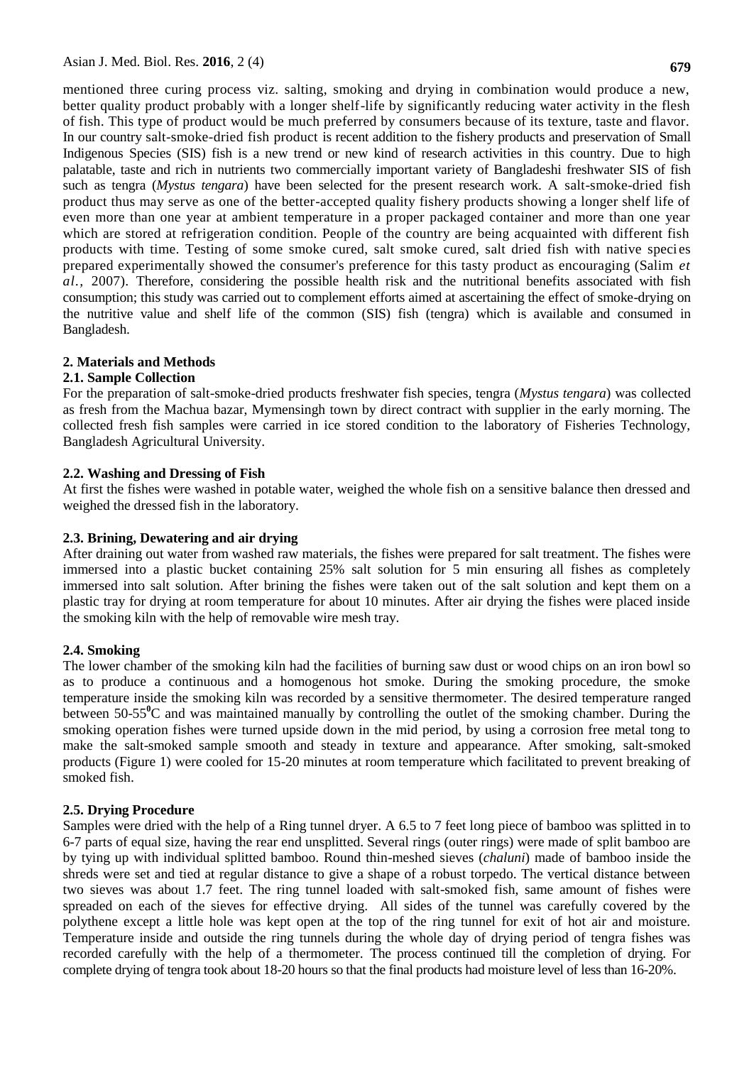mentioned three curing process viz. salting, smoking and drying in combination would produce a new, better quality product probably with a longer shelf-life by significantly reducing water activity in the flesh of fish. This type of product would be much preferred by consumers because of its texture, taste and flavor. In our country salt-smoke-dried fish product is recent addition to the fishery products and preservation of Small Indigenous Species (SIS) fish is a new trend or new kind of research activities in this country. Due to high palatable, taste and rich in nutrients two commercially important variety of Bangladeshi freshwater SIS of fish such as tengra (*Mystus tengara*) have been selected for the present research work. A salt-smoke-dried fish product thus may serve as one of the better-accepted quality fishery products showing a longer shelf life of even more than one year at ambient temperature in a proper packaged container and more than one year which are stored at refrigeration condition. People of the country are being acquainted with different fish products with time. Testing of some smoke cured, salt smoke cured, salt dried fish with native species prepared experimentally showed the consumer's preference for this tasty product as encouraging (Salim *et al.,* 2007). Therefore, considering the possible health risk and the nutritional benefits associated with fish consumption; this study was carried out to complement efforts aimed at ascertaining the effect of smoke-drying on the nutritive value and shelf life of the common (SIS) fish (tengra) which is available and consumed in Bangladesh.

## 2. Materials and Methods

### 2.1. Sample Collection

For the preparation of salt-smoke-dried products freshwater fish species, tengra (*Mystus tengara*) was collected as fresh from the Machua bazar, Mymensingh town by direct contract with supplier in the early morning. The collected fresh fish samples were carried in ice stored condition to the laboratory of Fisheries Technology, Bangladesh Agricultural University.

### 2.2. Washing and Dressing of Fish

At first the fishes were washed in potable water, weighed the whole fish on a sensitive balance then dressed and weighed the dressed fish in the laboratory.

### 2.3. Brining, Dewatering and air drying

After draining out water from washed raw materials, the fishes were prepared for salt treatment. The fishes were immersed into a plastic bucket containing 25% salt solution for 5 min ensuring all fishes as completely immersed into salt solution. After brining the fishes were taken out of the salt solution and kept them on a plastic tray for drying at room temperature for about 10 minutes. After air drying the fishes were placed inside the smoking kiln with the help of removable wire mesh tray.

### 2.4. Smoking

The lower chamber of the smoking kiln had the facilities of burning saw dust or wood chips on an iron bowl so as to produce a continuous and a homogenous hot smoke. During the smoking procedure, the smoke temperature inside the smoking kiln was recorded by a sensitive thermometer. The desired temperature ranged between 50-55$^0$C and was maintained manually by controlling the outlet of the smoking chamber. During the smoking operation fishes were turned upside down in the mid period, by using a corrosion free metal tong to make the salt-smoked sample smooth and steady in texture and appearance. After smoking, salt-smoked products (Figure 1) were cooled for 15-20 minutes at room temperature which facilitated to prevent breaking of smoked fish.

### 2.5. Drying Procedure

Samples were dried with the help of a Ring tunnel dryer. A 6.5 to 7 feet long piece of bamboo was splitted in to 6-7 parts of equal size, having the rear end unsplitted. Several rings (outer rings) were made of split bamboo are by tying up with individual splitted bamboo. Round thin-meshed sieves (*chaluni*) made of bamboo inside the shreds were set and tied at regular distance to give a shape of a robust torpedo. The vertical distance between two sieves was about 1.7 feet. The ring tunnel loaded with salt-smoked fish, same amount of fishes were spreaded on each of the sieves for effective drying. All sides of the tunnel was carefully covered by the polythene except a little hole was kept open at the top of the ring tunnel for exit of hot air and moisture. Temperature inside and outside the ring tunnels during the whole day of drying period of tengra fishes was recorded carefully with the help of a thermometer. The process continued till the completion of drying. For complete drying of tengra took about 18-20 hours so that the final products had moisture level of less than 16-20%.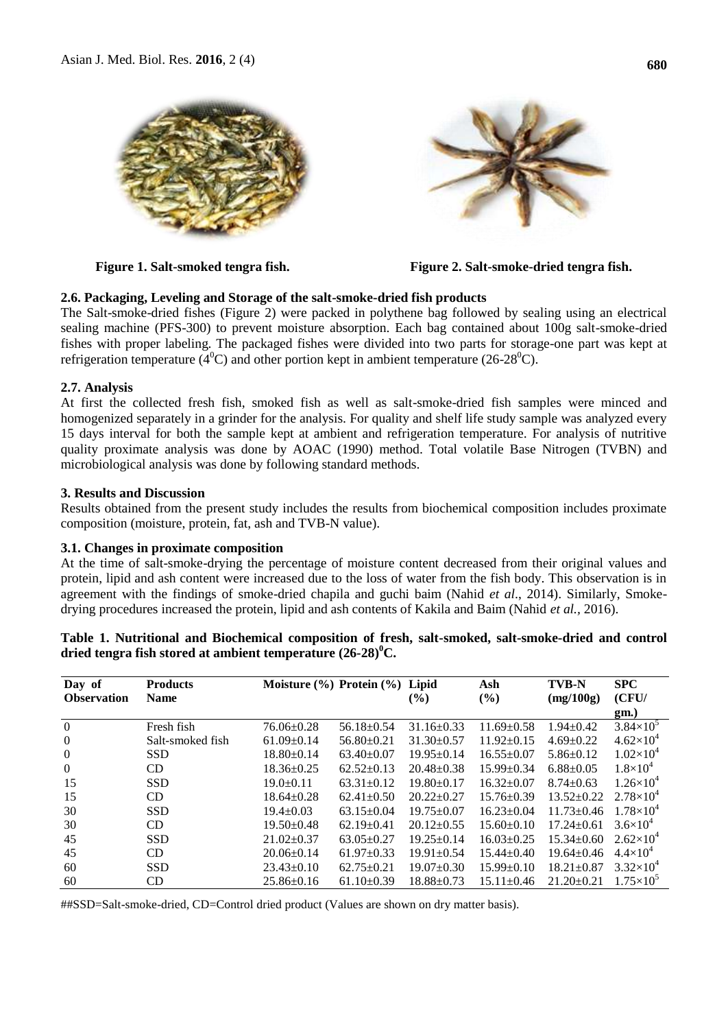Figure 1. Salt-smoked tengra fish.

Figure 2. Salt-smoke-dried tengra fish.

### 2.6. Packaging, Leveling and Storage of the salt-smoke-dried fish products

The Salt-smoke-dried fishes (Figure 2) were packed in polythene bag followed by sealing using an electrical sealing machine (PFS-300) to prevent moisture absorption. Each bag contained about 100g salt-smoke-dried fishes with proper labeling. The packaged fishes were divided into two parts for storage-one part was kept at refrigeration temperature ($4^0$C) and other portion kept in ambient temperature (26-28$^0$C).

### 2.7. Analysis

At first the collected fresh fish, smoked fish as well as salt-smoke-dried fish samples were minced and homogenized separately in a grinder for the analysis. For quality and shelf life study sample was analyzed every 15 days interval for both the sample kept at ambient and refrigeration temperature. For analysis of nutritive quality proximate analysis was done by AOAC (1990) method. Total volatile Base Nitrogen (TVBN) and microbiological analysis was done by following standard methods.

## 3. Results and Discussion

Results obtained from the present study includes the results from biochemical composition includes proximate composition (moisture, protein, fat, ash and TVB-N value).

### 3.1. Changes in proximate composition

At the time of salt-smoke-drying the percentage of moisture content decreased from their original values and protein, lipid and ash content were increased due to the loss of water from the fish body. This observation is in agreement with the findings of smoke-dried chapila and guchi baim (Nahid *et al*., 2014). Similarly, Smoke-drying procedures increased the protein, lipid and ash contents of Kakila and Baim (Nahid *et al.*, 2016).

**Table 1. Nutritional and Biochemical composition of fresh, salt-smoked, salt-smoke-dried and control dried tengra fish stored at ambient temperature (26-28)$^0$C.**

| Day of Observation | Products Name | Moisture (%) | Protein (%) | Lipid (%) | Ash (%) | TVB-N (mg/100g) | SPC (CFU/ gm.) |
|---|---|---|---|---|---|---|---|
| 0 | Fresh fish | 76.06±0.28 | 56.18±0.54 | 31.16±0.33 | 11.69±0.58 | 1.94±0.42 | $3.84\times10^5$ |
| 0 | Salt-smoked fish | 61.09±0.14 | 56.80±0.21 | 31.30±0.57 | 11.92±0.15 | 4.69±0.22 | $4.62\times10^4$ |
| 0 | SSD | 18.80±0.14 | 63.40±0.07 | 19.95±0.14 | 16.55±0.07 | 5.86±0.12 | $1.02\times10^4$ |
| 0 | CD | 18.36±0.25 | 62.52±0.13 | 20.48±0.38 | 15.99±0.34 | 6.88±0.05 | $1.8\times10^4$ |
| 15 | SSD | 19.0±0.11 | 63.31±0.12 | 19.80±0.17 | 16.32±0.07 | 8.74±0.63 | $1.26\times10^4$ |
| 15 | CD | 18.64±0.28 | 62.41±0.50 | 20.22±0.27 | 15.76±0.39 | 13.52±0.22 | $2.78\times10^4$ |
| 30 | SSD | 19.4±0.03 | 63.15±0.04 | 19.75±0.07 | 16.23±0.04 | 11.73±0.46 | $1.78\times10^4$ |
| 30 | CD | 19.50±0.48 | 62.19±0.41 | 20.12±0.55 | 15.60±0.10 | 17.24±0.61 | $3.6\times10^4$ |
| 45 | SSD | 21.02±0.37 | 63.05±0.27 | 19.25±0.14 | 16.03±0.25 | 15.34±0.60 | $2.62\times10^4$ |
| 45 | CD | 20.06±0.14 | 61.97±0.33 | 19.91±0.54 | 15.44±0.40 | 19.64±0.46 | $4.4\times10^4$ |
| 60 | SSD | 23.43±0.10 | 62.75±0.21 | 19.07±0.30 | 15.99±0.10 | 18.21±0.87 | $3.32\times10^4$ |
| 60 | CD | 25.86±0.16 | 61.10±0.39 | 18.88±0.73 | 15.11±0.46 | 21.20±0.21 | $1.75\times10^5$ |

##SSD=Salt-smoke-dried, CD=Control dried product (Values are shown on dry matter basis).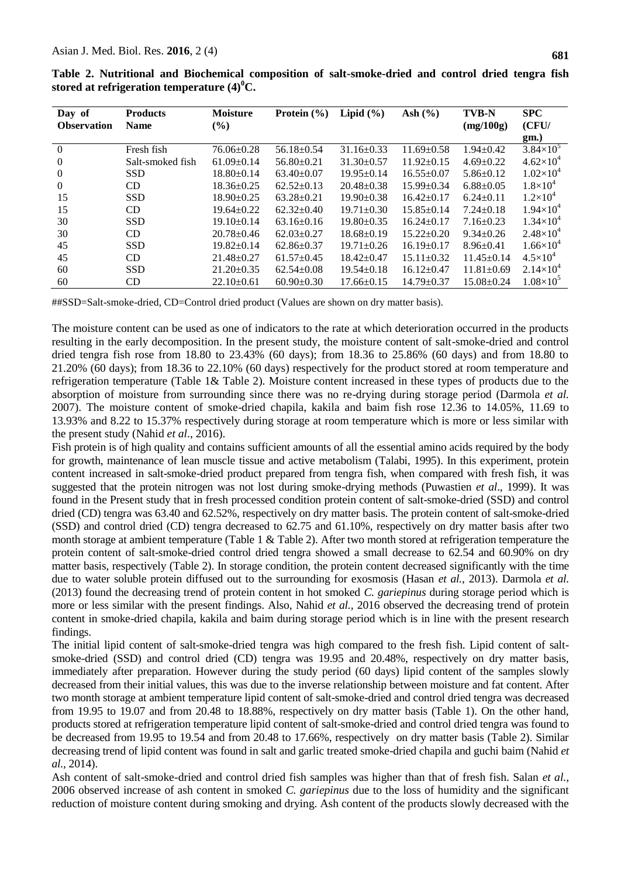**Table 2. Nutritional and Biochemical composition of salt-smoke-dried and control dried tengra fish stored at refrigeration temperature (4)$^0$C.**

| Day of Observation | Products Name | Moisture (%) | Protein (%) | Lipid (%) | Ash (%) | TVB-N (mg/100g) | SPC (CFU/ gm.) |
|---|---|---|---|---|---|---|---|
| 0 | Fresh fish | 76.06±0.28 | 56.18±0.54 | 31.16±0.33 | 11.69±0.58 | 1.94±0.42 | $3.84\times10^5$ |
| 0 | Salt-smoked fish | 61.09±0.14 | 56.80±0.21 | 31.30±0.57 | 11.92±0.15 | 4.69±0.22 | $4.62\times10^4$ |
| 0 | SSD | 18.80±0.14 | 63.40±0.07 | 19.95±0.14 | 16.55±0.07 | 5.86±0.12 | $1.02\times10^4$ |
| 0 | CD | 18.36±0.25 | 62.52±0.13 | 20.48±0.38 | 15.99±0.34 | 6.88±0.05 | $1.8\times10^4$ |
| 15 | SSD | 18.90±0.25 | 63.28±0.21 | 19.90±0.38 | 16.42±0.17 | 6.24±0.11 | $1.2\times10^4$ |
| 15 | CD | 19.64±0.22 | 62.32±0.40 | 19.71±0.30 | 15.85±0.14 | 7.24±0.18 | $1.94\times10^4$ |
| 30 | SSD | 19.10±0.14 | 63.16±0.16 | 19.80±0.35 | 16.24±0.17 | 7.16±0.23 | $1.34\times10^4$ |
| 30 | CD | 20.78±0.46 | 62.03±0.27 | 18.68±0.19 | 15.22±0.20 | 9.34±0.26 | $2.48\times10^4$ |
| 45 | SSD | 19.82±0.14 | 62.86±0.37 | 19.71±0.26 | 16.19±0.17 | 8.96±0.41 | $1.66\times10^4$ |
| 45 | CD | 21.48±0.27 | 61.57±0.45 | 18.42±0.47 | 15.11±0.32 | 11.45±0.14 | $4.5\times10^4$ |
| 60 | SSD | 21.20±0.35 | 62.54±0.08 | 19.54±0.18 | 16.12±0.47 | 11.81±0.69 | $2.14\times10^4$ |
| 60 | CD | 22.10±0.61 | 60.90±0.30 | 17.66±0.15 | 14.79±0.37 | 15.08±0.24 | $1.08\times10^5$ |

##SSD=Salt-smoke-dried, CD=Control dried product (Values are shown on dry matter basis).

The moisture content can be used as one of indicators to the rate at which deterioration occurred in the products resulting in the early decomposition. In the present study, the moisture content of salt-smoke-dried and control dried tengra fish rose from 18.80 to 23.43% (60 days); from 18.36 to 25.86% (60 days) and from 18.80 to 21.20% (60 days); from 18.36 to 22.10% (60 days) respectively for the product stored at room temperature and refrigeration temperature (Table 1& Table 2). Moisture content increased in these types of products due to the absorption of moisture from surrounding since there was no re-drying during storage period (Darmola *et al.* 2007). The moisture content of smoke-dried chapila, kakila and baim fish rose 12.36 to 14.05%, 11.69 to 13.93% and 8.22 to 15.37% respectively during storage at room temperature which is more or less similar with the present study (Nahid *et al*., 2016).

Fish protein is of high quality and contains sufficient amounts of all the essential amino acids required by the body for growth, maintenance of lean muscle tissue and active metabolism (Talabi, 1995). In this experiment, protein content increased in salt-smoke-dried product prepared from tengra fish, when compared with fresh fish, it was suggested that the protein nitrogen was not lost during smoke-drying methods (Puwastien *et al*., 1999). It was found in the Present study that in fresh processed condition protein content of salt-smoke-dried (SSD) and control dried (CD) tengra was 63.40 and 62.52%, respectively on dry matter basis. The protein content of salt-smoke-dried (SSD) and control dried (CD) tengra decreased to 62.75 and 61.10%, respectively on dry matter basis after two month storage at ambient temperature (Table 1 & Table 2). After two month stored at refrigeration temperature the protein content of salt-smoke-dried control dried tengra showed a small decrease to 62.54 and 60.90% on dry matter basis, respectively (Table 2). In storage condition, the protein content decreased significantly with the time due to water soluble protein diffused out to the surrounding for exosmosis (Hasan *et al.*, 2013). Darmola *et al.* (2013) found the decreasing trend of protein content in hot smoked *C. gariepinus* during storage period which is more or less similar with the present findings. Also, Nahid *et al.*, 2016 observed the decreasing trend of protein content in smoke-dried chapila, kakila and baim during storage period which is in line with the present research findings.

The initial lipid content of salt-smoke-dried tengra was high compared to the fresh fish. Lipid content of salt-smoke-dried (SSD) and control dried (CD) tengra was 19.95 and 20.48%, respectively on dry matter basis, immediately after preparation. However during the study period (60 days) lipid content of the samples slowly decreased from their initial values, this was due to the inverse relationship between moisture and fat content. After two month storage at ambient temperature lipid content of salt-smoke-dried and control dried tengra was decreased from 19.95 to 19.07 and from 20.48 to 18.88%, respectively on dry matter basis (Table 1). On the other hand, products stored at refrigeration temperature lipid content of salt-smoke-dried and control dried tengra was found to be decreased from 19.95 to 19.54 and from 20.48 to 17.66%, respectively on dry matter basis (Table 2). Similar decreasing trend of lipid content was found in salt and garlic treated smoke-dried chapila and guchi baim (Nahid *et al.*, 2014).

Ash content of salt-smoke-dried and control dried fish samples was higher than that of fresh fish. Salan *et al.*, 2006 observed increase of ash content in smoked *C. gariepinus* due to the loss of humidity and the significant reduction of moisture content during smoking and drying. Ash content of the products slowly decreased with the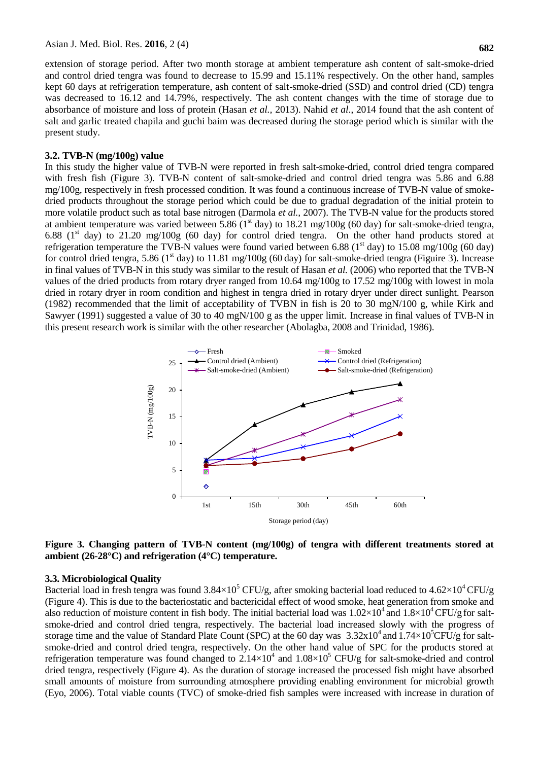extension of storage period. After two month storage at ambient temperature ash content of salt-smoke-dried and control dried tengra was found to decrease to 15.99 and 15.11% respectively. On the other hand, samples kept 60 days at refrigeration temperature, ash content of salt-smoke-dried (SSD) and control dried (CD) tengra was decreased to 16.12 and 14.79%, respectively. The ash content changes with the time of storage due to absorbance of moisture and loss of protein (Hasan *et al.,* 2013). Nahid *et al*., 2014 found that the ash content of salt and garlic treated chapila and guchi baim was decreased during the storage period which is similar with the present study.

### 3.2. TVB-N (mg/100g) value

In this study the higher value of TVB-N were reported in fresh salt-smoke-dried, control dried tengra compared with fresh fish (Figure 3). TVB-N content of salt-smoke-dried and control dried tengra was 5.86 and 6.88 mg/100g, respectively in fresh processed condition. It was found a continuous increase of TVB-N value of smoke-dried products throughout the storage period which could be due to gradual degradation of the initial protein to more volatile product such as total base nitrogen (Darmola *et al.,* 2007). The TVB-N value for the products stored at ambient temperature was varied between 5.86 (1st day) to 18.21 mg/100g (60 day) for salt-smoke-dried tengra, 6.88 (1st day) to 21.20 mg/100g (60 day) for control dried tengra. On the other hand products stored at refrigeration temperature the TVB-N values were found varied between 6.88 (1st day) to 15.08 mg/100g (60 day) for control dried tengra, 5.86 (1st day) to 11.81 mg/100g (60 day) for salt-smoke-dried tengra (Figure 3). Increase in final values of TVB-N in this study was similar to the result of Hasan *et al.* (2006) who reported that the TVB-N values of the dried products from rotary dryer ranged from 10.64 mg/100g to 17.52 mg/100g with lowest in mola dried in rotary dryer in room condition and highest in tengra dried in rotary dryer under direct sunlight. Pearson (1982) recommended that the limit of acceptability of TVBN in fish is 20 to 30 mgN/100 g, while Kirk and Sawyer (1991) suggested a value of 30 to 40 mgN/100 g as the upper limit. Increase in final values of TVB-N in this present research work is similar with the other researcher (Abolagba, 2008 and Trinidad, 1986).

**Figure 3. Changing pattern of TVB-N content (mg/100g) of tengra with different treatments stored at ambient (26-28°C) and refrigeration (4°C) temperature.**

### 3.3. Microbiological Quality

Bacterial load in fresh tengra was found $3.84\times10^5$ CFU/g, after smoking bacterial load reduced to $4.62\times10^4$ CFU/g (Figure 4). This is due to the bacteriostatic and bactericidal effect of wood smoke, heat generation from smoke and also reduction of moisture content in fish body. The initial bacterial load was $1.02\times10^4$ and $1.8\times10^4$ CFU/g for salt-smoke-dried and control dried tengra, respectively. The bacterial load increased slowly with the progress of storage time and the value of Standard Plate Count (SPC) at the 60 day was $3.32\times10^4$ and $1.74\times10^5$ CFU/g for salt-smoke-dried and control dried tengra, respectively. On the other hand value of SPC for the products stored at refrigeration temperature was found changed to $2.14\times10^4$ and $1.08\times10^5$ CFU/g for salt-smoke-dried and control dried tengra, respectively (Figure 4). As the duration of storage increased the processed fish might have absorbed small amounts of moisture from surrounding atmosphere providing enabling environment for microbial growth (Eyo, 2006). Total viable counts (TVC) of smoke-dried fish samples were increased with increase in duration of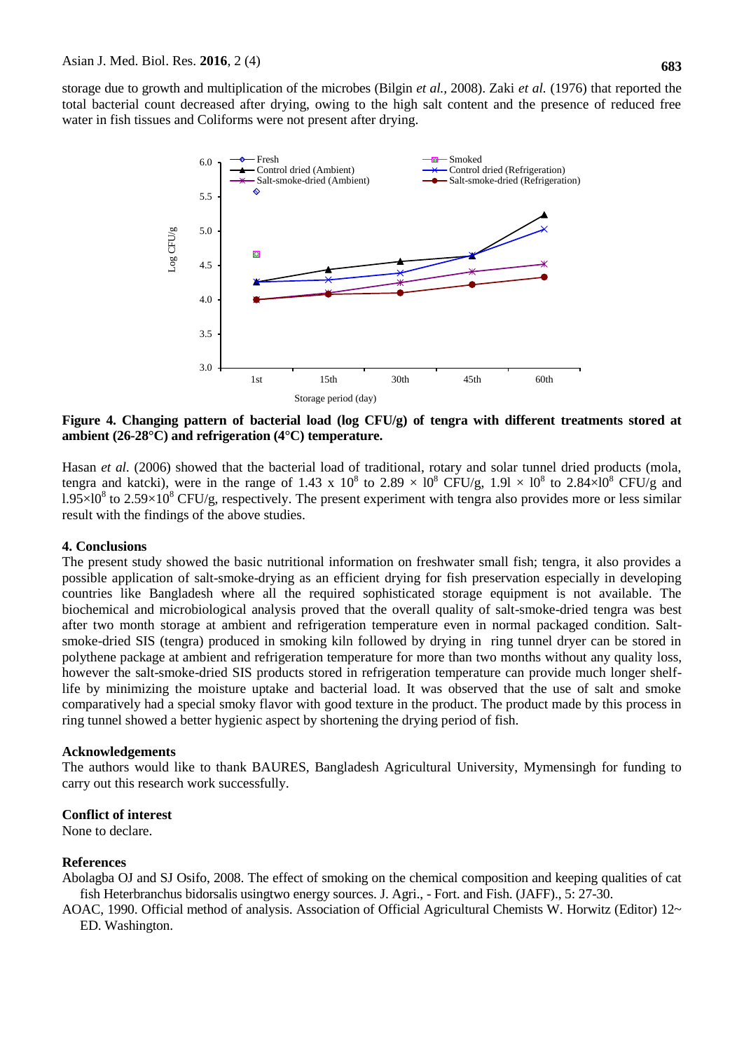storage due to growth and multiplication of the microbes (Bilgin *et al.,* 2008). Zaki *et al.* (1976) that reported the total bacterial count decreased after drying, owing to the high salt content and the presence of reduced free water in fish tissues and Coliforms were not present after drying.

**Figure 4. Changing pattern of bacterial load (log CFU/g) of tengra with different treatments stored at ambient (26-28°C) and refrigeration (4°C) temperature.**

Hasan *et al*. (2006) showed that the bacterial load of traditional, rotary and solar tunnel dried products (mola, tengra and katcki), were in the range of $1.43 \times 10^8$ to $2.89 \times 10^8$ CFU/g, $1.91 \times 10^8$ to $2.84 \times 10^8$ CFU/g and $1.95 \times 10^8$ to $2.59 \times 10^8$ CFU/g, respectively. The present experiment with tengra also provides more or less similar result with the findings of the above studies.

## 4. Conclusions

The present study showed the basic nutritional information on freshwater small fish; tengra, it also provides a possible application of salt-smoke-drying as an efficient drying for fish preservation especially in developing countries like Bangladesh where all the required sophisticated storage equipment is not available. The biochemical and microbiological analysis proved that the overall quality of salt-smoke-dried tengra was best after two month storage at ambient and refrigeration temperature even in normal packaged condition. Salt-smoke-dried SIS (tengra) produced in smoking kiln followed by drying in ring tunnel dryer can be stored in polythene package at ambient and refrigeration temperature for more than two months without any quality loss, however the salt-smoke-dried SIS products stored in refrigeration temperature can provide much longer shelf-life by minimizing the moisture uptake and bacterial load. It was observed that the use of salt and smoke comparatively had a special smoky flavor with good texture in the product. The product made by this process in ring tunnel showed a better hygienic aspect by shortening the drying period of fish.

## Acknowledgements

The authors would like to thank BAURES, Bangladesh Agricultural University, Mymensingh for funding to carry out this research work successfully.

## Conflict of interest

None to declare.

## References

Abolagba OJ and SJ Osifo, 2008. The effect of smoking on the chemical composition and keeping qualities of cat fish Heterbranchus bidorsalis usingtwo energy sources. J. Agri., - Fort. and Fish. (JAFF)., 5: 27-30.

AOAC, 1990. Official method of analysis. Association of Official Agricultural Chemists W. Horwitz (Editor) 12~ ED. Washington.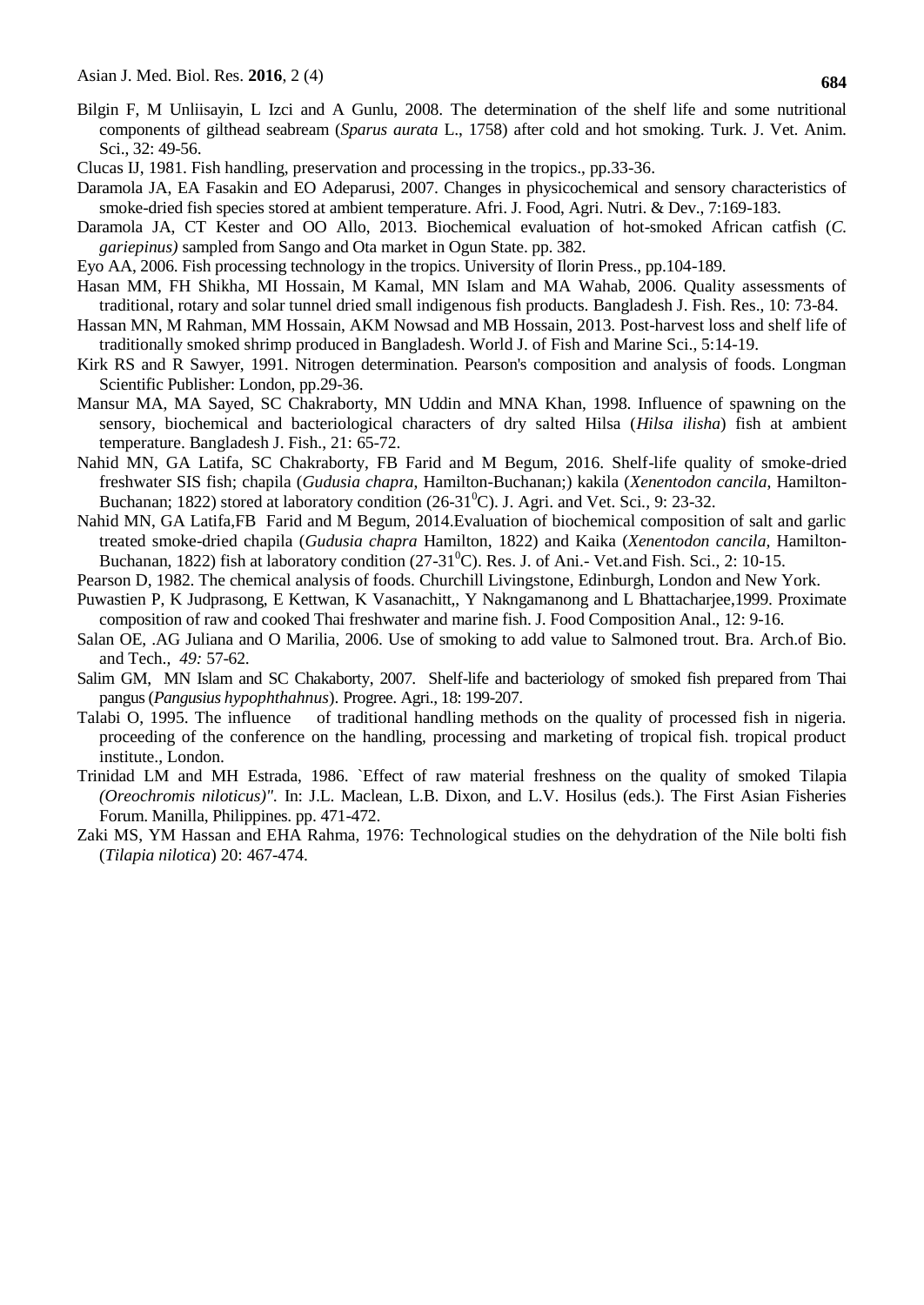Bilgin F, M Unliisayin, L Izci and A Gunlu, 2008. The determination of the shelf life and some nutritional components of gilthead seabream (*Sparus aurata* L., 1758) after cold and hot smoking. Turk. J. Vet. Anim. Sci., 32: 49-56.

Clucas IJ, 1981. Fish handling, preservation and processing in the tropics., pp.33-36.

Daramola JA, EA Fasakin and EO Adeparusi, 2007. Changes in physicochemical and sensory characteristics of smoke-dried fish species stored at ambient temperature. Afri. J. Food, Agri. Nutri. & Dev., 7:169-183.

Daramola JA, CT Kester and OO Allo, 2013. Biochemical evaluation of hot-smoked African catfish (*C. gariepinus)* sampled from Sango and Ota market in Ogun State. pp. 382.

Eyo AA, 2006. Fish processing technology in the tropics. University of Ilorin Press., pp.104-189.

Hasan MM, FH Shikha, MI Hossain, M Kamal, MN Islam and MA Wahab, 2006. Quality assessments of traditional, rotary and solar tunnel dried small indigenous fish products. Bangladesh J. Fish. Res., 10: 73-84.

Hassan MN, M Rahman, MM Hossain, AKM Nowsad and MB Hossain, 2013. Post-harvest loss and shelf life of traditionally smoked shrimp produced in Bangladesh. World J. of Fish and Marine Sci., 5:14-19.

Kirk RS and R Sawyer, 1991. Nitrogen determination. Pearson's composition and analysis of foods. Longman Scientific Publisher: London, pp.29-36.

Mansur MA, MA Sayed, SC Chakraborty, MN Uddin and MNA Khan, 1998. Influence of spawning on the sensory, biochemical and bacteriological characters of dry salted Hilsa (*Hilsa ilisha*) fish at ambient temperature. Bangladesh J. Fish., 21: 65-72.

Nahid MN, GA Latifa, SC Chakraborty, FB Farid and M Begum, 2016. Shelf-life quality of smoke-dried freshwater SIS fish; chapila (*Gudusia chapra*, Hamilton-Buchanan;) kakila (*Xenentodon cancila*, Hamilton-Buchanan; 1822) stored at laboratory condition (26-31$^0$C). J. Agri. and Vet. Sci., 9: 23-32.

Nahid MN, GA Latifa,FB Farid and M Begum, 2014.Evaluation of biochemical composition of salt and garlic treated smoke-dried chapila (*Gudusia chapra* Hamilton, 1822) and Kaika (*Xenentodon cancila*, Hamilton-Buchanan, 1822) fish at laboratory condition (27-31$^0$C). Res. J. of Ani.- Vet.and Fish. Sci., 2: 10-15.

Pearson D, 1982. The chemical analysis of foods. Churchill Livingstone, Edinburgh, London and New York.

Puwastien P, K Judprasong, E Kettwan, K Vasanachitt,, Y Nakngamanong and L Bhattacharjee,1999. Proximate composition of raw and cooked Thai freshwater and marine fish. J. Food Composition Anal., 12: 9-16.

Salan OE, .AG Juliana and O Marilia, 2006. Use of smoking to add value to Salmoned trout. Bra. Arch.of Bio. and Tech., *49:* 57-62.

Salim GM, MN Islam and SC Chakaborty, 2007. Shelf-life and bacteriology of smoked fish prepared from Thai pangus (*Pangusius hypophthahnus*). Progree. Agri., 18: 199-207.

Talabi O, 1995. The influence of traditional handling methods on the quality of processed fish in nigeria. proceeding of the conference on the handling, processing and marketing of tropical fish. tropical product institute., London.

Trinidad LM and MH Estrada, 1986. `Effect of raw material freshness on the quality of smoked Tilapia *(Oreochromis niloticus)"*. In: J.L. Maclean, L.B. Dixon, and L.V. Hosilus (eds.). The First Asian Fisheries Forum. Manilla, Philippines. pp. 471-472.

Zaki MS, YM Hassan and EHA Rahma, 1976: Technological studies on the dehydration of the Nile bolti fish (*Tilapia nilotica*) 20: 467-474.